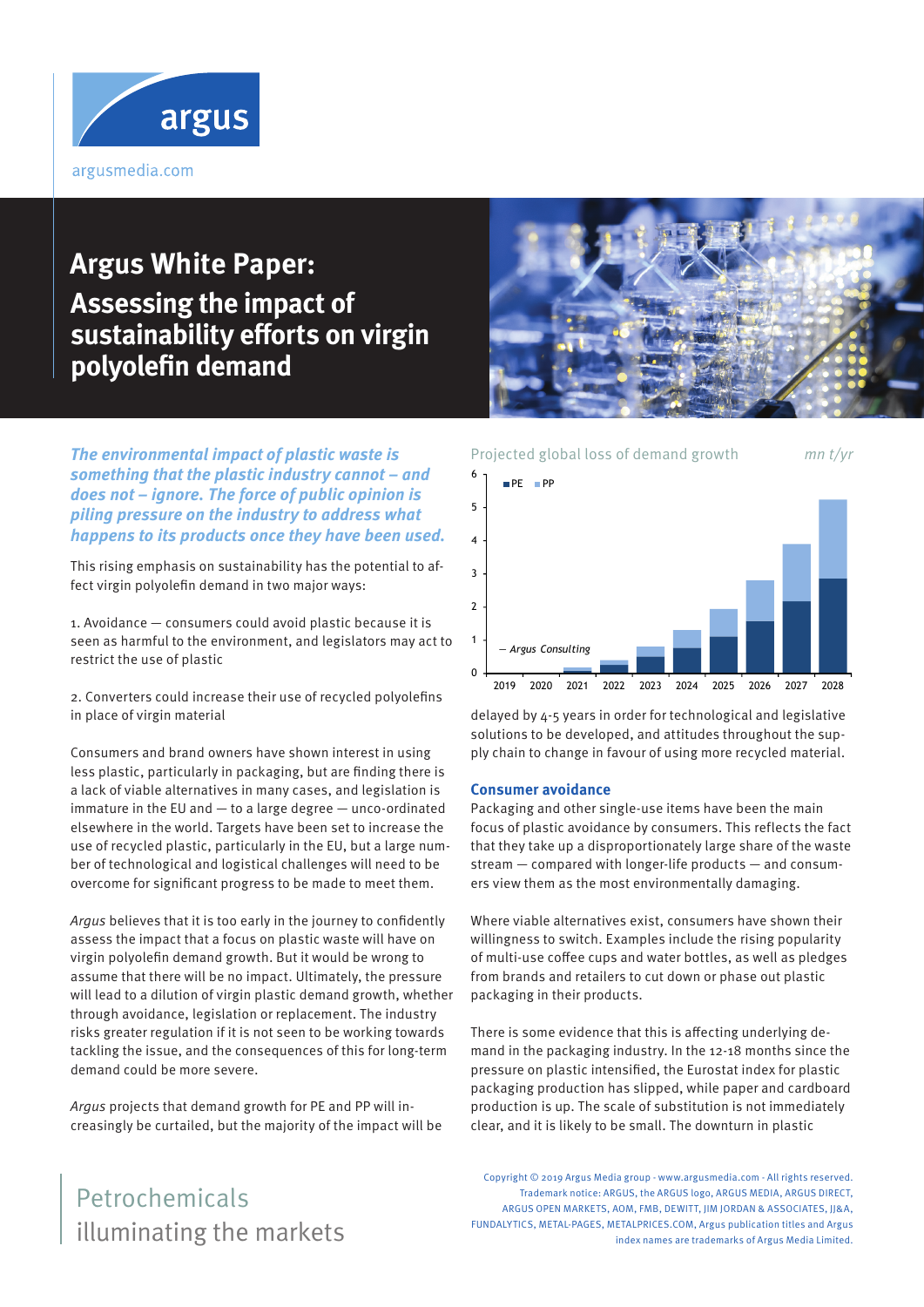argus

argusmedia.com

# Argus White Paper: Assessing the impact of sustainability efforts on virgin polyolefin demand

***The environmental impact of plastic waste is something that the plastic industry cannot – and does not – ignore. The force of public opinion is piling pressure on the industry to address what happens to its products once they have been used.***

This rising emphasis on sustainability has the potential to affect virgin polyolefin demand in two major ways:

1. Avoidance — consumers could avoid plastic because it is seen as harmful to the environment, and legislators may act to restrict the use of plastic

2. Converters could increase their use of recycled polyolefins in place of virgin material

Consumers and brand owners have shown interest in using less plastic, particularly in packaging, but are finding there is a lack of viable alternatives in many cases, and legislation is immature in the EU and — to a large degree — unco-ordinated elsewhere in the world. Targets have been set to increase the use of recycled plastic, particularly in the EU, but a large number of technological and logistical challenges will need to be overcome for significant progress to be made to meet them.

*Argus* believes that it is too early in the journey to confidently assess the impact that a focus on plastic waste will have on virgin polyolefin demand growth. But it would be wrong to assume that there will be no impact. Ultimately, the pressure will lead to a dilution of virgin plastic demand growth, whether through avoidance, legislation or replacement. The industry risks greater regulation if it is not seen to be working towards tackling the issue, and the consequences of this for long-term demand could be more severe.

*Argus* projects that demand growth for PE and PP will increasingly be curtailed, but the majority of the impact will be delayed by 4-5 years in order for technological and legislative solutions to be developed, and attitudes throughout the supply chain to change in favour of using more recycled material.

Projected global loss of demand growth — mn t/yr

PE, PP — Argus Consulting

## Consumer avoidance

Packaging and other single-use items have been the main focus of plastic avoidance by consumers. This reflects the fact that they take up a disproportionately large share of the waste stream — compared with longer-life products — and consumers view them as the most environmentally damaging.

Where viable alternatives exist, consumers have shown their willingness to switch. Examples include the rising popularity of multi-use coffee cups and water bottles, as well as pledges from brands and retailers to cut down or phase out plastic packaging in their products.

There is some evidence that this is affecting underlying demand in the packaging industry. In the 12-18 months since the pressure on plastic intensified, the Eurostat index for plastic packaging production has slipped, while paper and cardboard production is up. The scale of substitution is not immediately clear, and it is likely to be small. The downturn in plastic

Petrochemicals
illuminating the markets

Copyright © 2019 Argus Media group - www.argusmedia.com - All rights reserved.
Trademark notice: ARGUS, the ARGUS logo, ARGUS MEDIA, ARGUS DIRECT, ARGUS OPEN MARKETS, AOM, FMB, DEWITT, JIM JORDAN & ASSOCIATES, JJ&A, FUNDALYTICS, METAL-PAGES, METALPRICES.COM, Argus publication titles and Argus index names are trademarks of Argus Media Limited.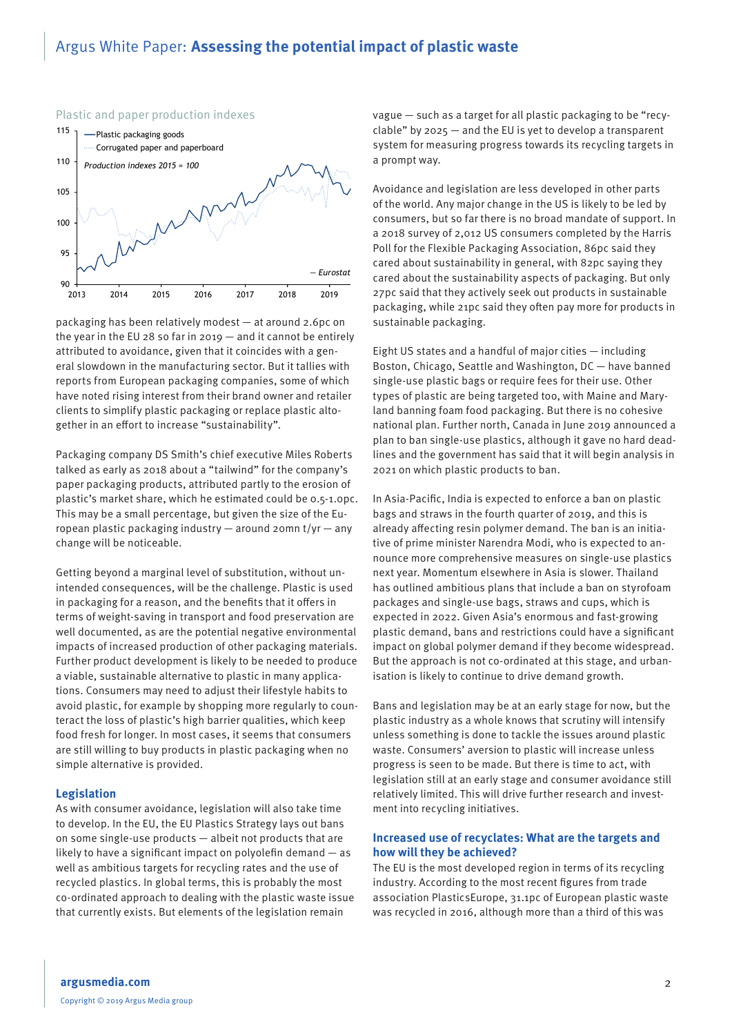Plastic and paper production indexes

packaging has been relatively modest — at around 2.6pc on the year in the EU 28 so far in 2019 — and it cannot be entirely attributed to avoidance, given that it coincides with a general slowdown in the manufacturing sector. But it tallies with reports from European packaging companies, some of which have noted rising interest from their brand owner and retailer clients to simplify plastic packaging or replace plastic altogether in an effort to increase "sustainability".

Packaging company DS Smith's chief executive Miles Roberts talked as early as 2018 about a "tailwind" for the company's paper packaging products, attributed partly to the erosion of plastic's market share, which he estimated could be 0.5-1.0pc. This may be a small percentage, but given the size of the European plastic packaging industry — around 20mn t/yr — any change will be noticeable.

Getting beyond a marginal level of substitution, without unintended consequences, will be the challenge. Plastic is used in packaging for a reason, and the benefits that it offers in terms of weight-saving in transport and food preservation are well documented, as are the potential negative environmental impacts of increased production of other packaging materials. Further product development is likely to be needed to produce a viable, sustainable alternative to plastic in many applications. Consumers may need to adjust their lifestyle habits to avoid plastic, for example by shopping more regularly to counteract the loss of plastic's high barrier qualities, which keep food fresh for longer. In most cases, it seems that consumers are still willing to buy products in plastic packaging when no simple alternative is provided.

### Legislation

As with consumer avoidance, legislation will also take time to develop. In the EU, the EU Plastics Strategy lays out bans on some single-use products — albeit not products that are likely to have a significant impact on polyolefin demand — as well as ambitious targets for recycling rates and the use of recycled plastics. In global terms, this is probably the most co-ordinated approach to dealing with the plastic waste issue that currently exists. But elements of the legislation remain vague — such as a target for all plastic packaging to be "recyclable" by 2025 — and the EU is yet to develop a transparent system for measuring progress towards its recycling targets in a prompt way.

Avoidance and legislation are less developed in other parts of the world. Any major change in the US is likely to be led by consumers, but so far there is no broad mandate of support. In a 2018 survey of 2,012 US consumers completed by the Harris Poll for the Flexible Packaging Association, 86pc said they cared about sustainability in general, with 82pc saying they cared about the sustainability aspects of packaging. But only 27pc said that they actively seek out products in sustainable packaging, while 21pc said they often pay more for products in sustainable packaging.

Eight US states and a handful of major cities — including Boston, Chicago, Seattle and Washington, DC — have banned single-use plastic bags or require fees for their use. Other types of plastic are being targeted too, with Maine and Maryland banning foam food packaging. But there is no cohesive national plan. Further north, Canada in June 2019 announced a plan to ban single-use plastics, although it gave no hard deadlines and the government has said that it will begin analysis in 2021 on which plastic products to ban.

In Asia-Pacific, India is expected to enforce a ban on plastic bags and straws in the fourth quarter of 2019, and this is already affecting resin polymer demand. The ban is an initiative of prime minister Narendra Modi, who is expected to announce more comprehensive measures on single-use plastics next year. Momentum elsewhere in Asia is slower. Thailand has outlined ambitious plans that include a ban on styrofoam packages and single-use bags, straws and cups, which is expected in 2022. Given Asia's enormous and fast-growing plastic demand, bans and restrictions could have a significant impact on global polymer demand if they become widespread. But the approach is not co-ordinated at this stage, and urbanisation is likely to continue to drive demand growth.

Bans and legislation may be at an early stage for now, but the plastic industry as a whole knows that scrutiny will intensify unless something is done to tackle the issues around plastic waste. Consumers' aversion to plastic will increase unless progress is seen to be made. But there is time to act, with legislation still at an early stage and consumer avoidance still relatively limited. This will drive further research and investment into recycling initiatives.

### Increased use of recyclates: What are the targets and how will they be achieved?

The EU is the most developed region in terms of its recycling industry. According to the most recent figures from trade association PlasticsEurope, 31.1pc of European plastic waste was recycled in 2016, although more than a third of this was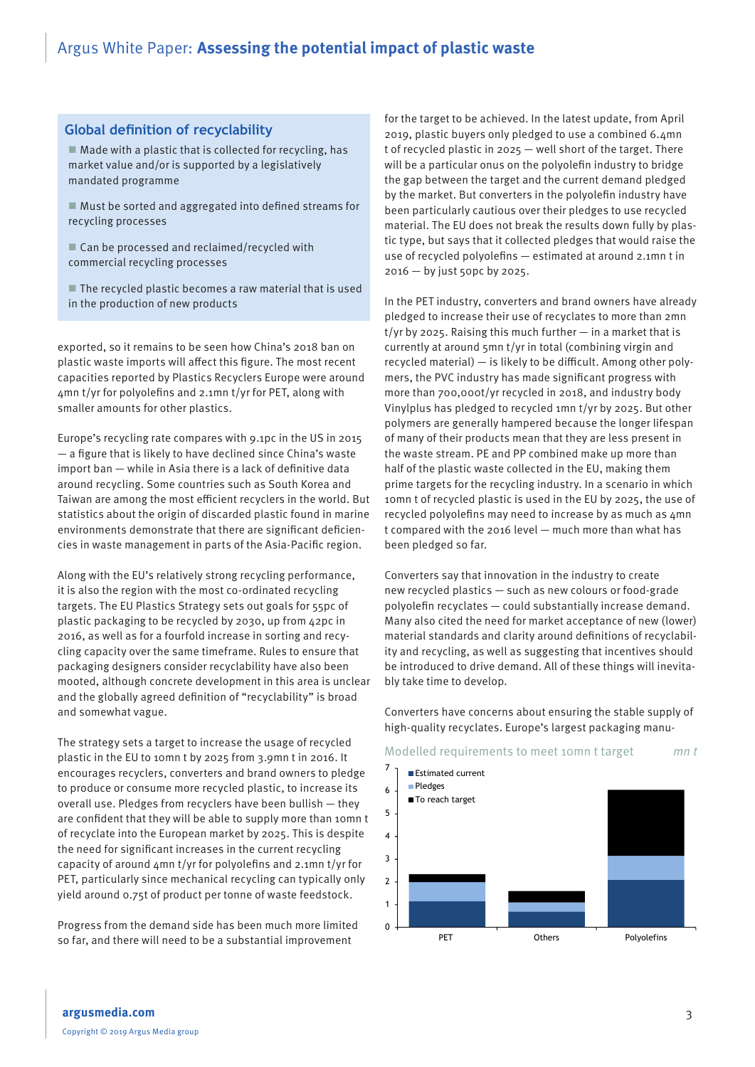## Global definition of recyclability

- Made with a plastic that is collected for recycling, has market value and/or is supported by a legislatively mandated programme
- Must be sorted and aggregated into defined streams for recycling processes
- Can be processed and reclaimed/recycled with commercial recycling processes
- The recycled plastic becomes a raw material that is used in the production of new products

exported, so it remains to be seen how China's 2018 ban on plastic waste imports will affect this figure. The most recent capacities reported by Plastics Recyclers Europe were around 4mn t/yr for polyolefins and 2.1mn t/yr for PET, along with smaller amounts for other plastics.

Europe's recycling rate compares with 9.1pc in the US in 2015 — a figure that is likely to have declined since China's waste import ban — while in Asia there is a lack of definitive data around recycling. Some countries such as South Korea and Taiwan are among the most efficient recyclers in the world. But statistics about the origin of discarded plastic found in marine environments demonstrate that there are significant deficiencies in waste management in parts of the Asia-Pacific region.

Along with the EU's relatively strong recycling performance, it is also the region with the most co-ordinated recycling targets. The EU Plastics Strategy sets out goals for 55pc of plastic packaging to be recycled by 2030, up from 42pc in 2016, as well as for a fourfold increase in sorting and recycling capacity over the same timeframe. Rules to ensure that packaging designers consider recyclability have also been mooted, although concrete development in this area is unclear and the globally agreed definition of "recyclability" is broad and somewhat vague.

The strategy sets a target to increase the usage of recycled plastic in the EU to 10mn t by 2025 from 3.9mn t in 2016. It encourages recyclers, converters and brand owners to pledge to produce or consume more recycled plastic, to increase its overall use. Pledges from recyclers have been bullish — they are confident that they will be able to supply more than 10mn t of recyclate into the European market by 2025. This is despite the need for significant increases in the current recycling capacity of around 4mn t/yr for polyolefins and 2.1mn t/yr for PET, particularly since mechanical recycling can typically only yield around 0.75t of product per tonne of waste feedstock.

Progress from the demand side has been much more limited so far, and there will need to be a substantial improvement for the target to be achieved. In the latest update, from April 2019, plastic buyers only pledged to use a combined 6.4mn t of recycled plastic in 2025 — well short of the target. There will be a particular onus on the polyolefin industry to bridge the gap between the target and the current demand pledged by the market. But converters in the polyolefin industry have been particularly cautious over their pledges to use recycled material. The EU does not break the results down fully by plastic type, but says that it collected pledges that would raise the use of recycled polyolefins — estimated at around 2.1mn t in 2016 — by just 50pc by 2025.

In the PET industry, converters and brand owners have already pledged to increase their use of recyclates to more than 2mn t/yr by 2025. Raising this much further — in a market that is currently at around 5mn t/yr in total (combining virgin and recycled material) — is likely to be difficult. Among other polymers, the PVC industry has made significant progress with more than 700,000t/yr recycled in 2018, and industry body Vinylplus has pledged to recycled 1mn t/yr by 2025. But other polymers are generally hampered because the longer lifespan of many of their products mean that they are less present in the waste stream. PE and PP combined make up more than half of the plastic waste collected in the EU, making them prime targets for the recycling industry. In a scenario in which 10mn t of recycled plastic is used in the EU by 2025, the use of recycled polyolefins may need to increase by as much as 4mn t compared with the 2016 level — much more than what has been pledged so far.

Converters say that innovation in the industry to create new recycled plastics — such as new colours or food-grade polyolefin recyclates — could substantially increase demand. Many also cited the need for market acceptance of new (lower) material standards and clarity around definitions of recyclability and recycling, as well as suggesting that incentives should be introduced to drive demand. All of these things will inevitably take time to develop.

Converters have concerns about ensuring the stable supply of high-quality recyclates. Europe's largest packaging manu-

**Modelled requirements to meet 10mn t target** (mn t)

Legend: Estimated current; Pledges; To reach target

Categories: PET, Others, Polyolefins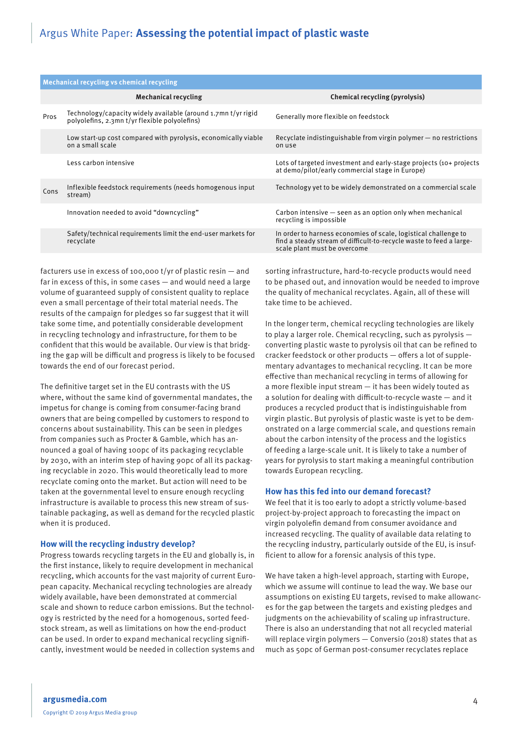**Mechanical recycling vs chemical recycling**

| | Mechanical recycling | Chemical recycling (pyrolysis) |
|---|---|---|
| Pros | Technology/capacity widely available (around 1.7mn t/yr rigid polyolefins, 2.3mn t/yr flexible polyolefins) | Generally more flexible on feedstock |
| | Low start-up cost compared with pyrolysis, economically viable on a small scale | Recyclate indistinguishable from virgin polymer — no restrictions on use |
| | Less carbon intensive | Lots of targeted investment and early-stage projects (10+ projects at demo/pilot/early commercial stage in Europe) |
| Cons | Inflexible feedstock requirements (needs homogenous input stream) | Technology yet to be widely demonstrated on a commercial scale |
| | Innovation needed to avoid "downcycling" | Carbon intensive — seen as an option only when mechanical recycling is impossible |
| | Safety/technical requirements limit the end-user markets for recyclate | In order to harness economies of scale, logistical challenge to find a steady stream of difficult-to-recycle waste to feed a large-scale plant must be overcome |

facturers use in excess of 100,000 t/yr of plastic resin — and far in excess of this, in some cases — and would need a large volume of guaranteed supply of consistent quality to replace even a small percentage of their total material needs. The results of the campaign for pledges so far suggest that it will take some time, and potentially considerable development in recycling technology and infrastructure, for them to be confident that this would be available. Our view is that bridging the gap will be difficult and progress is likely to be focused towards the end of our forecast period.

The definitive target set in the EU contrasts with the US where, without the same kind of governmental mandates, the impetus for change is coming from consumer-facing brand owners that are being compelled by customers to respond to concerns about sustainability. This can be seen in pledges from companies such as Procter & Gamble, which has announced a goal of having 100pc of its packaging recyclable by 2030, with an interim step of having 90pc of all its packaging recyclable in 2020. This would theoretically lead to more recyclate coming onto the market. But action will need to be taken at the governmental level to ensure enough recycling infrastructure is available to process this new stream of sustainable packaging, as well as demand for the recycled plastic when it is produced.

## How will the recycling industry develop?

Progress towards recycling targets in the EU and globally is, in the first instance, likely to require development in mechanical recycling, which accounts for the vast majority of current European capacity. Mechanical recycling technologies are already widely available, have been demonstrated at commercial scale and shown to reduce carbon emissions. But the technology is restricted by the need for a homogenous, sorted feedstock stream, as well as limitations on how the end-product can be used. In order to expand mechanical recycling significantly, investment would be needed in collection systems and sorting infrastructure, hard-to-recycle products would need to be phased out, and innovation would be needed to improve the quality of mechanical recyclates. Again, all of these will take time to be achieved.

In the longer term, chemical recycling technologies are likely to play a larger role. Chemical recycling, such as pyrolysis — converting plastic waste to pyrolysis oil that can be refined to cracker feedstock or other products — offers a lot of supplementary advantages to mechanical recycling. It can be more effective than mechanical recycling in terms of allowing for a more flexible input stream — it has been widely touted as a solution for dealing with difficult-to-recycle waste — and it produces a recycled product that is indistinguishable from virgin plastic. But pyrolysis of plastic waste is yet to be demonstrated on a large commercial scale, and questions remain about the carbon intensity of the process and the logistics of feeding a large-scale unit. It is likely to take a number of years for pyrolysis to start making a meaningful contribution towards European recycling.

## How has this fed into our demand forecast?

We feel that it is too early to adopt a strictly volume-based project-by-project approach to forecasting the impact on virgin polyolefin demand from consumer avoidance and increased recycling. The quality of available data relating to the recycling industry, particularly outside of the EU, is insufficient to allow for a forensic analysis of this type.

We have taken a high-level approach, starting with Europe, which we assume will continue to lead the way. We base our assumptions on existing EU targets, revised to make allowances for the gap between the targets and existing pledges and judgments on the achievability of scaling up infrastructure. There is also an understanding that not all recycled material will replace virgin polymers — Conversio (2018) states that as much as 50pc of German post-consumer recyclates replace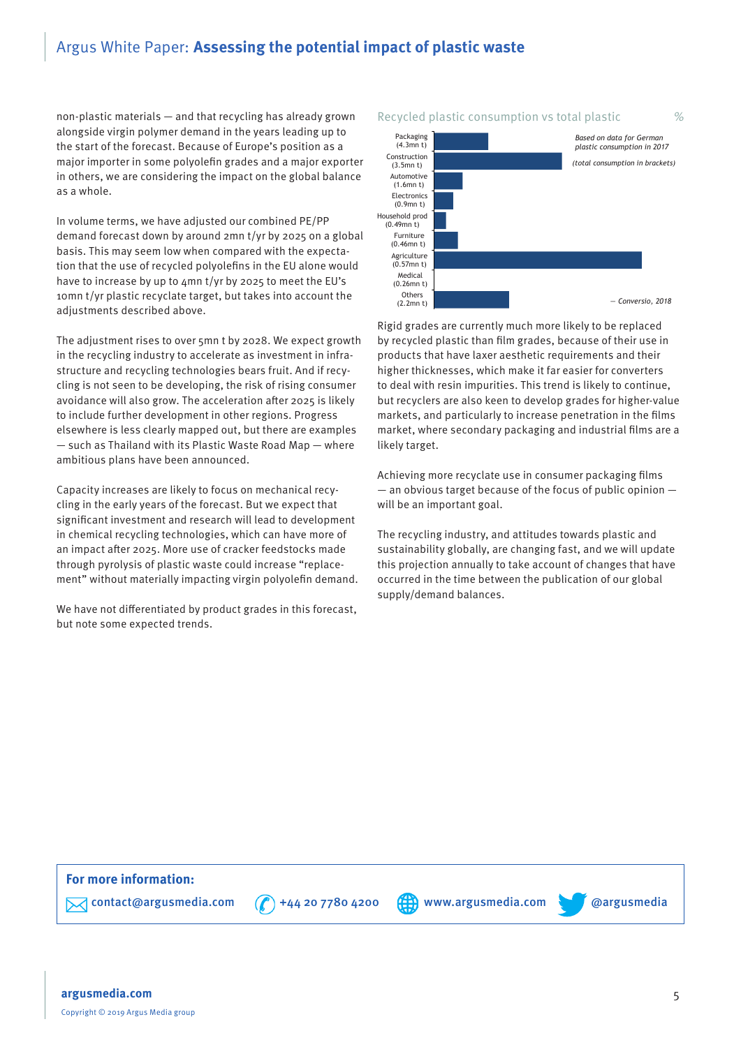non-plastic materials — and that recycling has already grown alongside virgin polymer demand in the years leading up to the start of the forecast. Because of Europe's position as a major importer in some polyolefin grades and a major exporter in others, we are considering the impact on the global balance as a whole.

In volume terms, we have adjusted our combined PE/PP demand forecast down by around 2mn t/yr by 2025 on a global basis. This may seem low when compared with the expectation that the use of recycled polyolefins in the EU alone would have to increase by up to 4mn t/yr by 2025 to meet the EU's 10mn t/yr plastic recyclate target, but takes into account the adjustments described above.

The adjustment rises to over 5mn t by 2028. We expect growth in the recycling industry to accelerate as investment in infrastructure and recycling technologies bears fruit. And if recycling is not seen to be developing, the risk of rising consumer avoidance will also grow. The acceleration after 2025 is likely to include further development in other regions. Progress elsewhere is less clearly mapped out, but there are examples — such as Thailand with its Plastic Waste Road Map — where ambitious plans have been announced.

Capacity increases are likely to focus on mechanical recycling in the early years of the forecast. But we expect that significant investment and research will lead to development in chemical recycling technologies, which can have more of an impact after 2025. More use of cracker feedstocks made through pyrolysis of plastic waste could increase "replacement" without materially impacting virgin polyolefin demand.

We have not differentiated by product grades in this forecast, but note some expected trends.

Recycled plastic consumption vs total plastic %

Packaging (4.3mn t)
Construction (3.5mn t)
Automotive (1.6mn t)
Electronics (0.9mn t)
Household prod (0.49mn t)
Furniture (0.46mn t)
Agriculture (0.57mn t)
Medical (0.26mn t)
Others (2.2mn t)

*Based on data for German plastic consumption in 2017*

*(total consumption in brackets)*

*— Conversio, 2018*

Rigid grades are currently much more likely to be replaced by recycled plastic than film grades, because of their use in products that have laxer aesthetic requirements and their higher thicknesses, which make it far easier for converters to deal with resin impurities. This trend is likely to continue, but recyclers are also keen to develop grades for higher-value markets, and particularly to increase penetration in the films market, where secondary packaging and industrial films are a likely target.

Achieving more recyclate use in consumer packaging films — an obvious target because of the focus of public opinion — will be an important goal.

The recycling industry, and attitudes towards plastic and sustainability globally, are changing fast, and we will update this projection annually to take account of changes that have occurred in the time between the publication of our global supply/demand balances.

**For more information:**

contact@argusmedia.com | +44 20 7780 4200 | www.argusmedia.com | @argusmedia